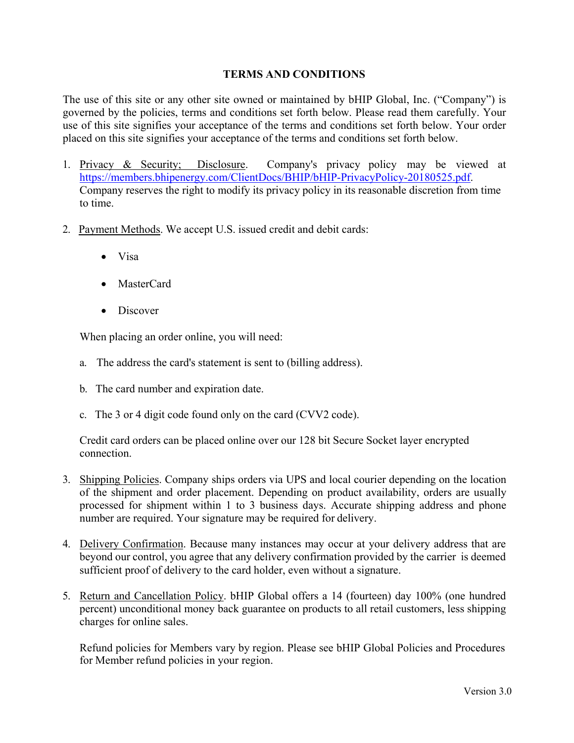# TERMS AND CONDITIONS

The use of this site or any other site owned or maintained by bHIP Global, Inc. ("Company") is governed by the policies, terms and conditions set forth below. Please read them carefully. Your use of this site signifies your acceptance of the terms and conditions set forth below. Your order placed on this site signifies your acceptance of the terms and conditions set forth below.

1. Privacy & Security; Disclosure. Company's privacy policy may be viewed at https://members.bhipenergy.com/ClientDocs/BHIP/bHIP-PrivacyPolicy-20180525.pdf. Company reserves the right to modify its privacy policy in its reasonable discretion from time to time.

2. Payment Methods. We accept U.S. issued credit and debit cards:

   - Visa
   - MasterCard
   - Discover

   When placing an order online, you will need:

   a. The address the card's statement is sent to (billing address).

   b. The card number and expiration date.

   c. The 3 or 4 digit code found only on the card (CVV2 code).

   Credit card orders can be placed online over our 128 bit Secure Socket layer encrypted connection.

3. Shipping Policies. Company ships orders via UPS and local courier depending on the location of the shipment and order placement. Depending on product availability, orders are usually processed for shipment within 1 to 3 business days. Accurate shipping address and phone number are required. Your signature may be required for delivery.

4. Delivery Confirmation. Because many instances may occur at your delivery address that are beyond our control, you agree that any delivery confirmation provided by the carrier is deemed sufficient proof of delivery to the card holder, even without a signature.

5. Return and Cancellation Policy. bHIP Global offers a 14 (fourteen) day 100% (one hundred percent) unconditional money back guarantee on products to all retail customers, less shipping charges for online sales.

   Refund policies for Members vary by region. Please see bHIP Global Policies and Procedures for Member refund policies in your region.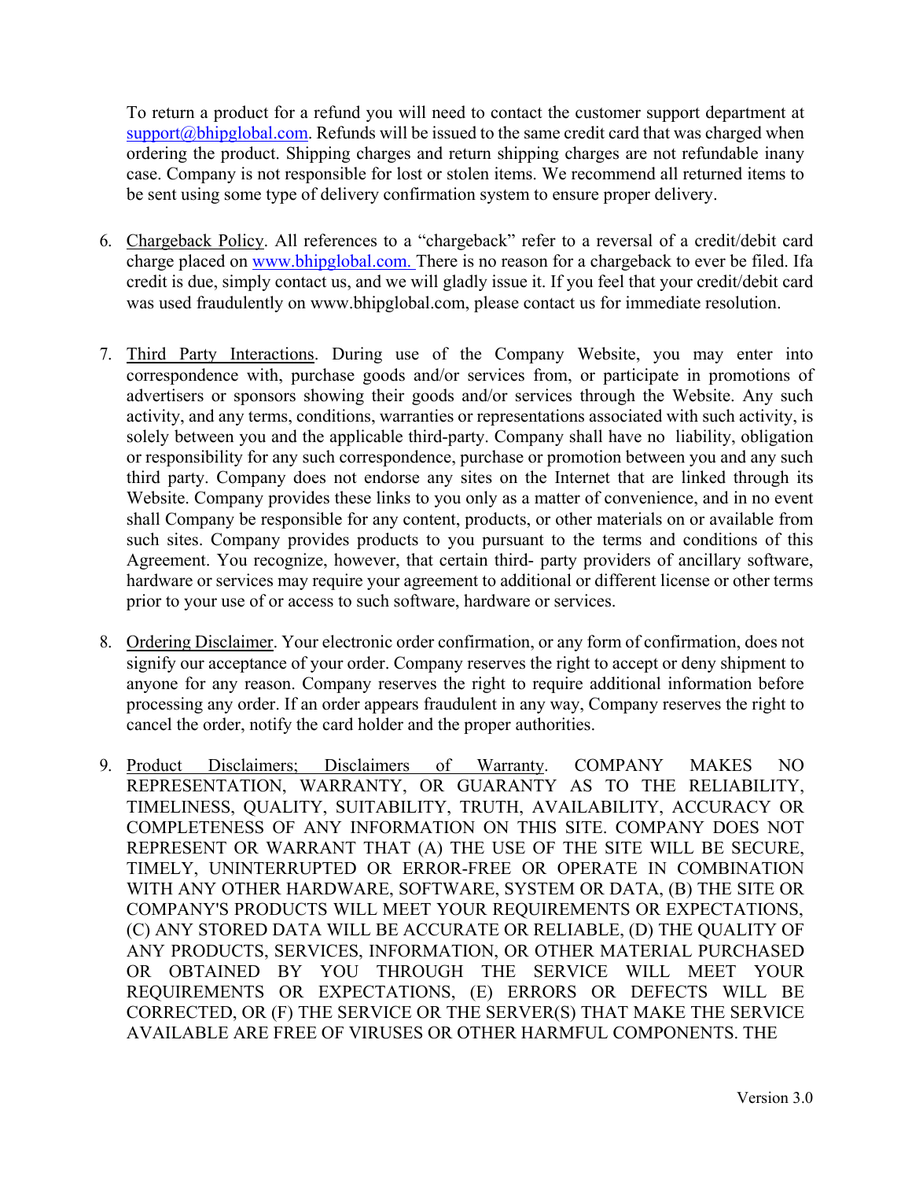To return a product for a refund you will need to contact the customer support department at support@bhipglobal.com. Refunds will be issued to the same credit card that was charged when ordering the product. Shipping charges and return shipping charges are not refundable inany case. Company is not responsible for lost or stolen items. We recommend all returned items to be sent using some type of delivery confirmation system to ensure proper delivery.

6. Chargeback Policy. All references to a "chargeback" refer to a reversal of a credit/debit card charge placed on www.bhipglobal.com. There is no reason for a chargeback to ever be filed. Ifa credit is due, simply contact us, and we will gladly issue it. If you feel that your credit/debit card was used fraudulently on www.bhipglobal.com, please contact us for immediate resolution.

7. Third Party Interactions. During use of the Company Website, you may enter into correspondence with, purchase goods and/or services from, or participate in promotions of advertisers or sponsors showing their goods and/or services through the Website. Any such activity, and any terms, conditions, warranties or representations associated with such activity, is solely between you and the applicable third-party. Company shall have no liability, obligation or responsibility for any such correspondence, purchase or promotion between you and any such third party. Company does not endorse any sites on the Internet that are linked through its Website. Company provides these links to you only as a matter of convenience, and in no event shall Company be responsible for any content, products, or other materials on or available from such sites. Company provides products to you pursuant to the terms and conditions of this Agreement. You recognize, however, that certain third- party providers of ancillary software, hardware or services may require your agreement to additional or different license or other terms prior to your use of or access to such software, hardware or services.

8. Ordering Disclaimer. Your electronic order confirmation, or any form of confirmation, does not signify our acceptance of your order. Company reserves the right to accept or deny shipment to anyone for any reason. Company reserves the right to require additional information before processing any order. If an order appears fraudulent in any way, Company reserves the right to cancel the order, notify the card holder and the proper authorities.

9. Product Disclaimers; Disclaimers of Warranty. COMPANY MAKES NO REPRESENTATION, WARRANTY, OR GUARANTY AS TO THE RELIABILITY, TIMELINESS, QUALITY, SUITABILITY, TRUTH, AVAILABILITY, ACCURACY OR COMPLETENESS OF ANY INFORMATION ON THIS SITE. COMPANY DOES NOT REPRESENT OR WARRANT THAT (A) THE USE OF THE SITE WILL BE SECURE, TIMELY, UNINTERRUPTED OR ERROR-FREE OR OPERATE IN COMBINATION WITH ANY OTHER HARDWARE, SOFTWARE, SYSTEM OR DATA, (B) THE SITE OR COMPANY'S PRODUCTS WILL MEET YOUR REQUIREMENTS OR EXPECTATIONS, (C) ANY STORED DATA WILL BE ACCURATE OR RELIABLE, (D) THE QUALITY OF ANY PRODUCTS, SERVICES, INFORMATION, OR OTHER MATERIAL PURCHASED OR OBTAINED BY YOU THROUGH THE SERVICE WILL MEET YOUR REQUIREMENTS OR EXPECTATIONS, (E) ERRORS OR DEFECTS WILL BE CORRECTED, OR (F) THE SERVICE OR THE SERVER(S) THAT MAKE THE SERVICE AVAILABLE ARE FREE OF VIRUSES OR OTHER HARMFUL COMPONENTS. THE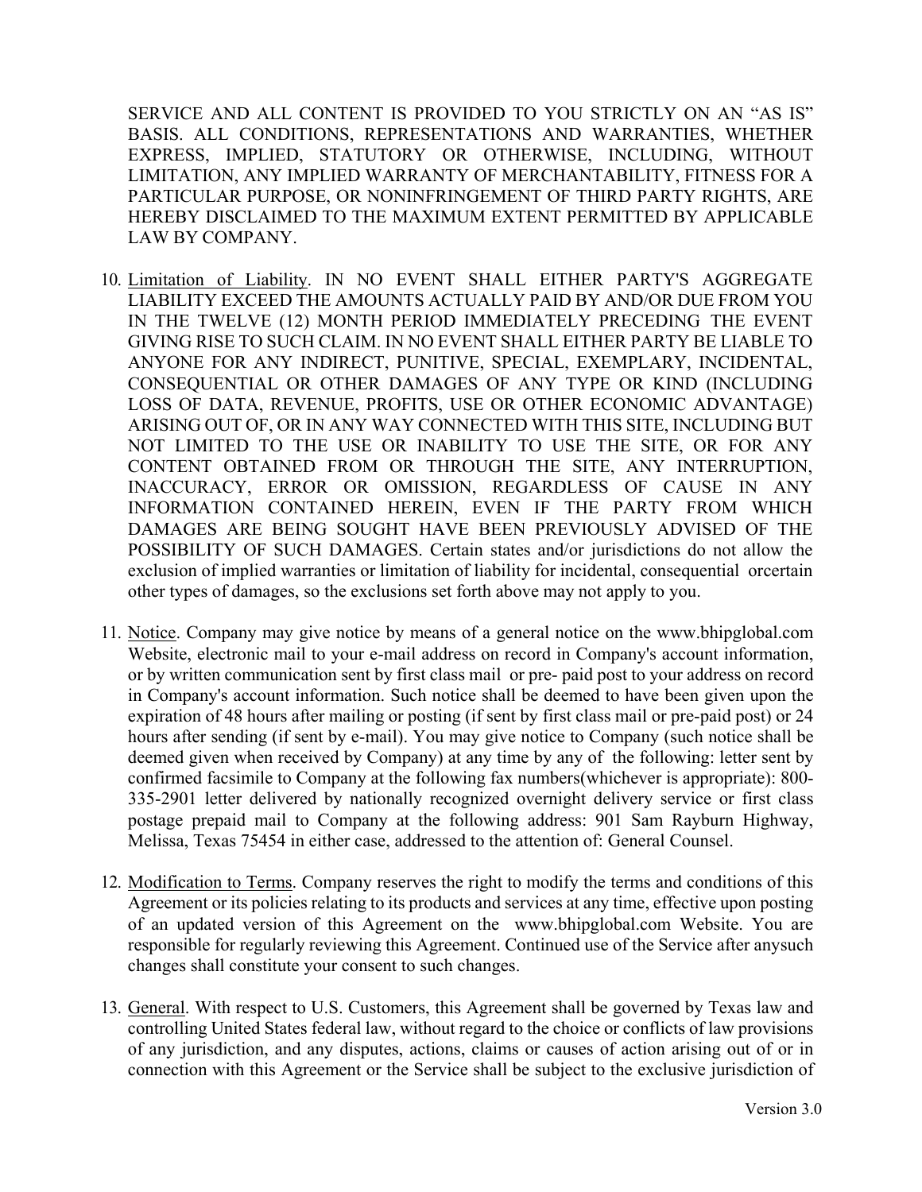SERVICE AND ALL CONTENT IS PROVIDED TO YOU STRICTLY ON AN "AS IS" BASIS. ALL CONDITIONS, REPRESENTATIONS AND WARRANTIES, WHETHER EXPRESS, IMPLIED, STATUTORY OR OTHERWISE, INCLUDING, WITHOUT LIMITATION, ANY IMPLIED WARRANTY OF MERCHANTABILITY, FITNESS FOR A PARTICULAR PURPOSE, OR NONINFRINGEMENT OF THIRD PARTY RIGHTS, ARE HEREBY DISCLAIMED TO THE MAXIMUM EXTENT PERMITTED BY APPLICABLE LAW BY COMPANY.

10. Limitation of Liability. IN NO EVENT SHALL EITHER PARTY'S AGGREGATE LIABILITY EXCEED THE AMOUNTS ACTUALLY PAID BY AND/OR DUE FROM YOU IN THE TWELVE (12) MONTH PERIOD IMMEDIATELY PRECEDING THE EVENT GIVING RISE TO SUCH CLAIM. IN NO EVENT SHALL EITHER PARTY BE LIABLE TO ANYONE FOR ANY INDIRECT, PUNITIVE, SPECIAL, EXEMPLARY, INCIDENTAL, CONSEQUENTIAL OR OTHER DAMAGES OF ANY TYPE OR KIND (INCLUDING LOSS OF DATA, REVENUE, PROFITS, USE OR OTHER ECONOMIC ADVANTAGE) ARISING OUT OF, OR IN ANY WAY CONNECTED WITH THIS SITE, INCLUDING BUT NOT LIMITED TO THE USE OR INABILITY TO USE THE SITE, OR FOR ANY CONTENT OBTAINED FROM OR THROUGH THE SITE, ANY INTERRUPTION, INACCURACY, ERROR OR OMISSION, REGARDLESS OF CAUSE IN ANY INFORMATION CONTAINED HEREIN, EVEN IF THE PARTY FROM WHICH DAMAGES ARE BEING SOUGHT HAVE BEEN PREVIOUSLY ADVISED OF THE POSSIBILITY OF SUCH DAMAGES. Certain states and/or jurisdictions do not allow the exclusion of implied warranties or limitation of liability for incidental, consequential orcertain other types of damages, so the exclusions set forth above may not apply to you.

11. Notice. Company may give notice by means of a general notice on the www.bhipglobal.com Website, electronic mail to your e-mail address on record in Company's account information, or by written communication sent by first class mail or pre- paid post to your address on record in Company's account information. Such notice shall be deemed to have been given upon the expiration of 48 hours after mailing or posting (if sent by first class mail or pre-paid post) or 24 hours after sending (if sent by e-mail). You may give notice to Company (such notice shall be deemed given when received by Company) at any time by any of the following: letter sent by confirmed facsimile to Company at the following fax numbers(whichever is appropriate): 800-335-2901 letter delivered by nationally recognized overnight delivery service or first class postage prepaid mail to Company at the following address: 901 Sam Rayburn Highway, Melissa, Texas 75454 in either case, addressed to the attention of: General Counsel.

12. Modification to Terms. Company reserves the right to modify the terms and conditions of this Agreement or its policies relating to its products and services at any time, effective upon posting of an updated version of this Agreement on the www.bhipglobal.com Website. You are responsible for regularly reviewing this Agreement. Continued use of the Service after anysuch changes shall constitute your consent to such changes.

13. General. With respect to U.S. Customers, this Agreement shall be governed by Texas law and controlling United States federal law, without regard to the choice or conflicts of law provisions of any jurisdiction, and any disputes, actions, claims or causes of action arising out of or in connection with this Agreement or the Service shall be subject to the exclusive jurisdiction of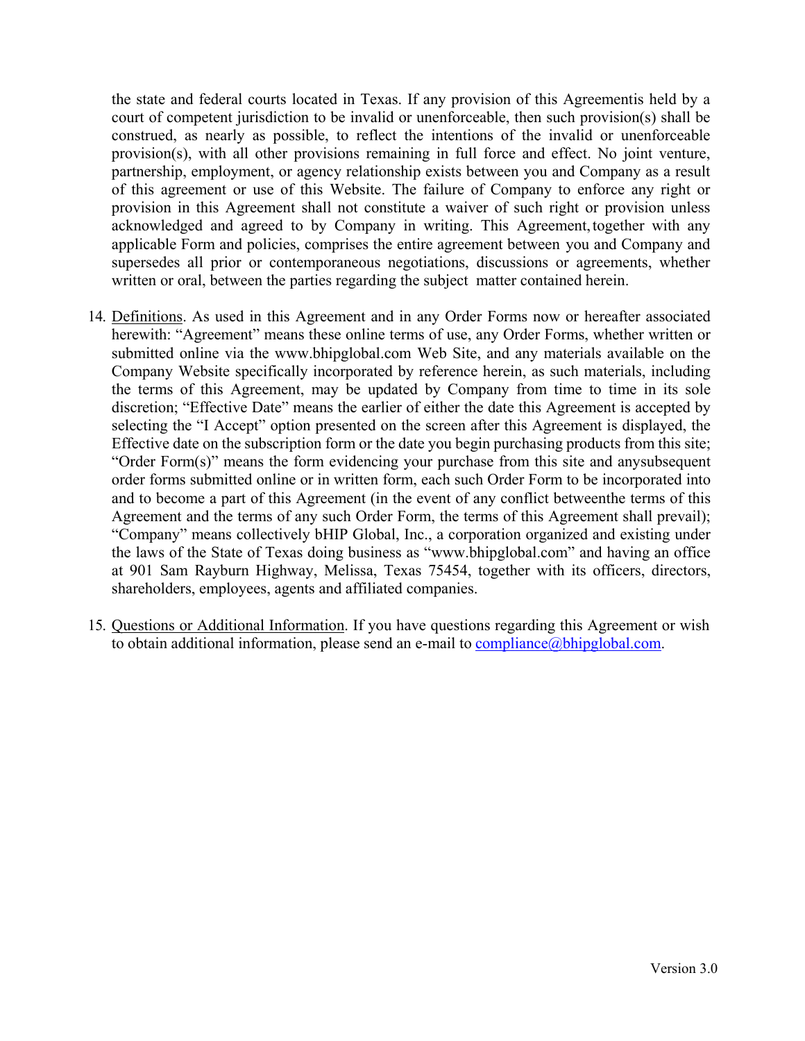the state and federal courts located in Texas. If any provision of this Agreementis held by a court of competent jurisdiction to be invalid or unenforceable, then such provision(s) shall be construed, as nearly as possible, to reflect the intentions of the invalid or unenforceable provision(s), with all other provisions remaining in full force and effect. No joint venture, partnership, employment, or agency relationship exists between you and Company as a result of this agreement or use of this Website. The failure of Company to enforce any right or provision in this Agreement shall not constitute a waiver of such right or provision unless acknowledged and agreed to by Company in writing. This Agreement, together with any applicable Form and policies, comprises the entire agreement between you and Company and supersedes all prior or contemporaneous negotiations, discussions or agreements, whether written or oral, between the parties regarding the subject matter contained herein.

14. Definitions. As used in this Agreement and in any Order Forms now or hereafter associated herewith: "Agreement" means these online terms of use, any Order Forms, whether written or submitted online via the www.bhipglobal.com Web Site, and any materials available on the Company Website specifically incorporated by reference herein, as such materials, including the terms of this Agreement, may be updated by Company from time to time in its sole discretion; "Effective Date" means the earlier of either the date this Agreement is accepted by selecting the "I Accept" option presented on the screen after this Agreement is displayed, the Effective date on the subscription form or the date you begin purchasing products from this site; "Order Form(s)" means the form evidencing your purchase from this site and anysubsequent order forms submitted online or in written form, each such Order Form to be incorporated into and to become a part of this Agreement (in the event of any conflict betweenthe terms of this Agreement and the terms of any such Order Form, the terms of this Agreement shall prevail); "Company" means collectively bHIP Global, Inc., a corporation organized and existing under the laws of the State of Texas doing business as "www.bhipglobal.com" and having an office at 901 Sam Rayburn Highway, Melissa, Texas 75454, together with its officers, directors, shareholders, employees, agents and affiliated companies.

15. Questions or Additional Information. If you have questions regarding this Agreement or wish to obtain additional information, please send an e-mail to compliance@bhipglobal.com.

Version 3.0